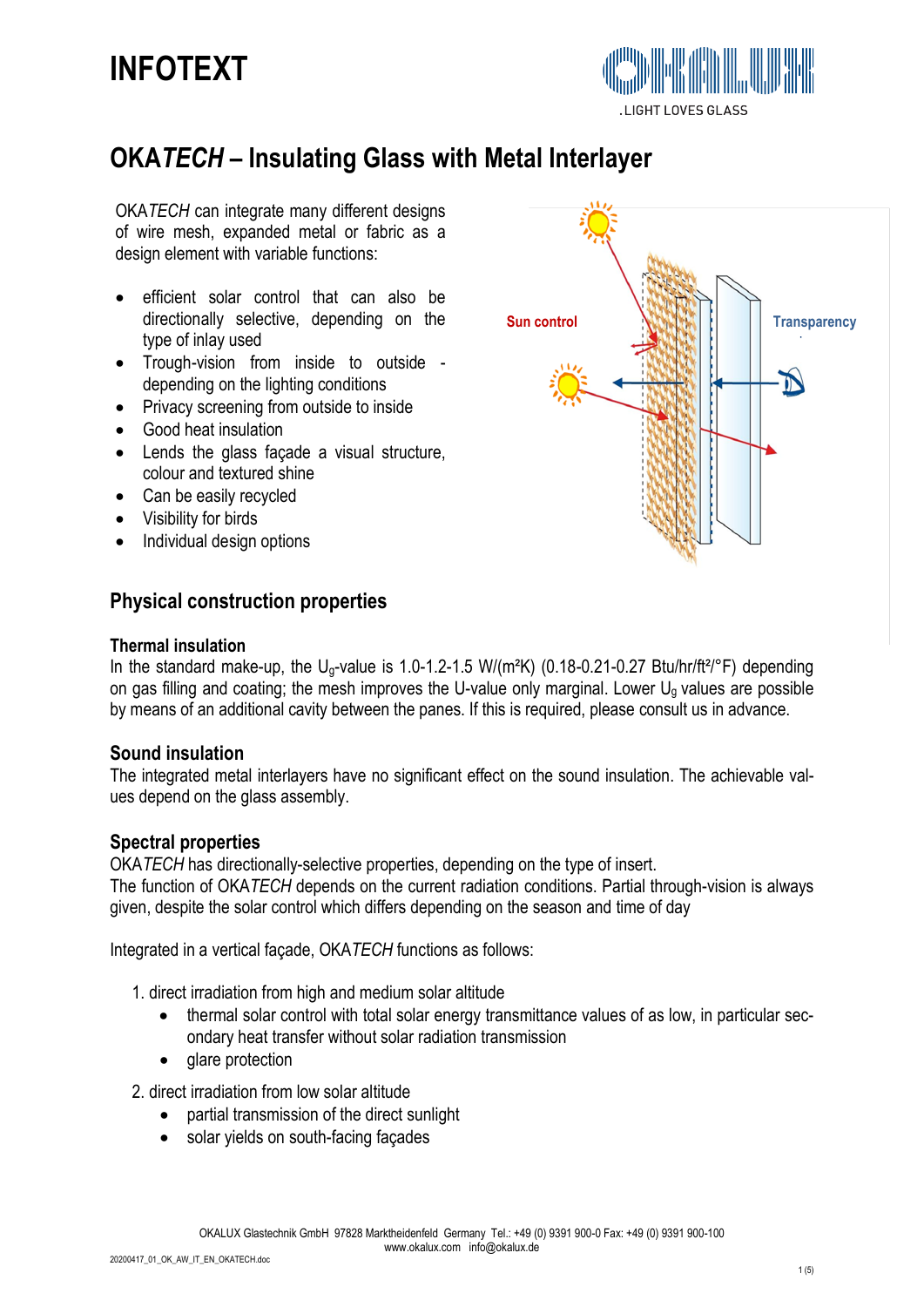# INFOTEXT

.LIGHT LOVES GLASS

## OKA*TECH* – Insulating Glass with Metal Interlayer

OKA*TECH* can integrate many different designs of wire mesh, expanded metal or fabric as a design element with variable functions:

- efficient solar control that can also be directionally selective, depending on the type of inlay used
- Trough-vision from inside to outside - depending on the lighting conditions
- Privacy screening from outside to inside
- Good heat insulation
- Lends the glass façade a visual structure, colour and textured shine
- Can be easily recycled
- Visibility for birds
- Individual design options

Sun control

Transparency

## Physical construction properties

### Thermal insulation

In the standard make-up, the $U_g$-value is 1.0-1.2-1.5 W/(m²K) (0.18-0.21-0.27 Btu/hr/ft²/°F) depending on gas filling and coating; the mesh improves the U-value only marginal. Lower $U_g$ values are possible by means of an additional cavity between the panes. If this is required, please consult us in advance.

### Sound insulation

The integrated metal interlayers have no significant effect on the sound insulation. The achievable values depend on the glass assembly.

### Spectral properties

OKA*TECH* has directionally-selective properties, depending on the type of insert.
The function of OKA*TECH* depends on the current radiation conditions. Partial through-vision is always given, despite the solar control which differs depending on the season and time of day

Integrated in a vertical façade, OKA*TECH* functions as follows:

1. direct irradiation from high and medium solar altitude
   - thermal solar control with total solar energy transmittance values of as low, in particular secondary heat transfer without solar radiation transmission
   - glare protection
2. direct irradiation from low solar altitude
   - partial transmission of the direct sunlight
   - solar yields on south-facing façades

OKALUX Glastechnik GmbH 97828 Marktheidenfeld Germany Tel.: +49 (0) 9391 900-0 Fax: +49 (0) 9391 900-100
www.okalux.com info@okalux.de

20200417_01_OK_AW_IT_EN_OKATECH.doc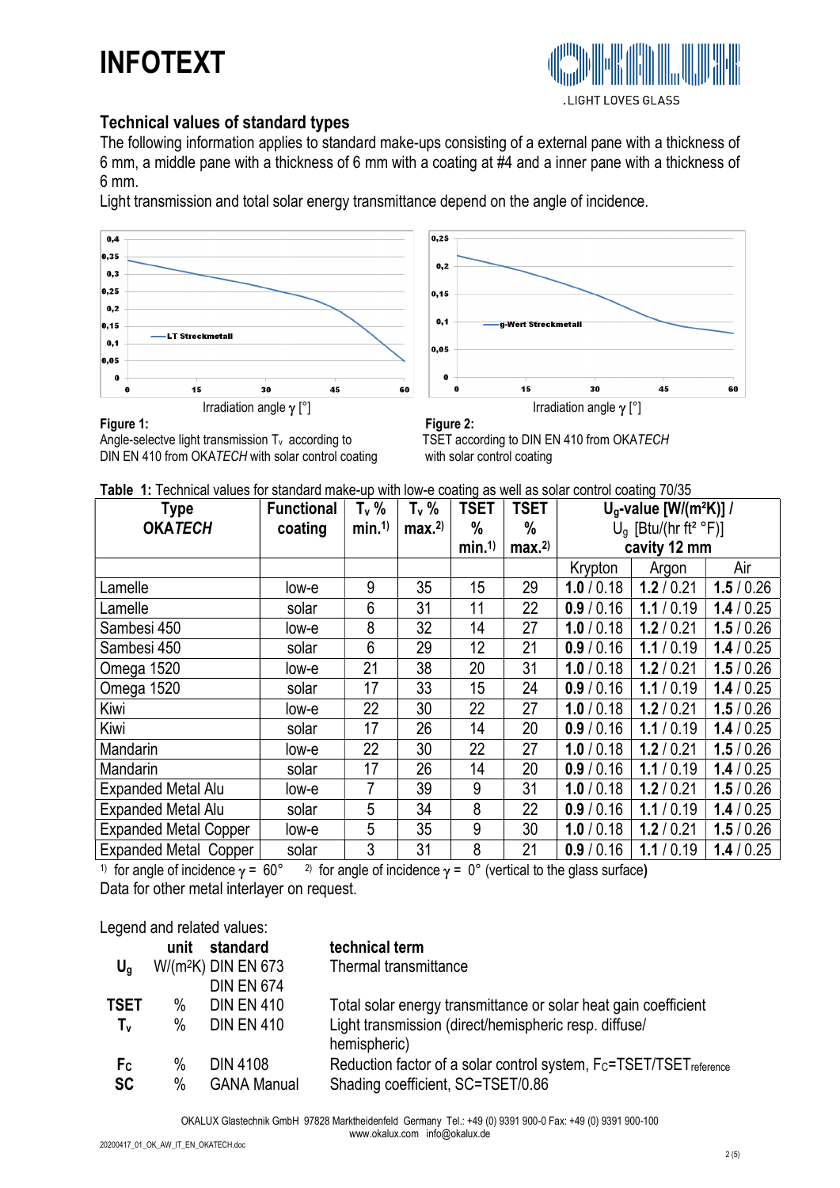# INFOTEXT

## Technical values of standard types

The following information applies to standard make-ups consisting of a external pane with a thickness of 6 mm, a middle pane with a thickness of 6 mm with a coating at #4 and a inner pane with a thickness of 6 mm.

Light transmission and total solar energy transmittance depend on the angle of incidence.

**Figure 1:**
Angle-selectve light transmission $T_v$ according to DIN EN 410 from OKA*TECH* with solar control coating

**Figure 2:**
TSET according to DIN EN 410 from OKA*TECH* with solar control coating

**Table 1:** Technical values for standard make-up with low-e coating as well as solar control coating 70/35

| Type OKA*TECH* | Functional coating | $T_v$ % min.[1] | $T_v$ % max.[2] | TSET % min.[1] | TSET % max.[2] | $U_g$-value [W/(m²K)] / $U_g$ [Btu/(hr ft² °F)] cavity 12 mm | | |
|---|---|---|---|---|---|---|---|---|
| | | | | | | Krypton | Argon | Air |
| Lamelle | low-e | 9 | 35 | 15 | 29 | **1.0** / 0.18 | **1.2** / 0.21 | **1.5** / 0.26 |
| Lamelle | solar | 6 | 31 | 11 | 22 | **0.9** / 0.16 | **1.1** / 0.19 | **1.4** / 0.25 |
| Sambesi 450 | low-e | 8 | 32 | 14 | 27 | **1.0** / 0.18 | **1.2** / 0.21 | **1.5** / 0.26 |
| Sambesi 450 | solar | 6 | 29 | 12 | 21 | **0.9** / 0.16 | **1.1** / 0.19 | **1.4** / 0.25 |
| Omega 1520 | low-e | 21 | 38 | 20 | 31 | **1.0** / 0.18 | **1.2** / 0.21 | **1.5** / 0.26 |
| Omega 1520 | solar | 17 | 33 | 15 | 24 | **0.9** / 0.16 | **1.1** / 0.19 | **1.4** / 0.25 |
| Kiwi | low-e | 22 | 30 | 22 | 27 | **1.0** / 0.18 | **1.2** / 0.21 | **1.5** / 0.26 |
| Kiwi | solar | 17 | 26 | 14 | 20 | **0.9** / 0.16 | **1.1** / 0.19 | **1.4** / 0.25 |
| Mandarin | low-e | 22 | 30 | 22 | 27 | **1.0** / 0.18 | **1.2** / 0.21 | **1.5** / 0.26 |
| Mandarin | solar | 17 | 26 | 14 | 20 | **0.9** / 0.16 | **1.1** / 0.19 | **1.4** / 0.25 |
| Expanded Metal Alu | low-e | 7 | 39 | 9 | 31 | **1.0** / 0.18 | **1.2** / 0.21 | **1.5** / 0.26 |
| Expanded Metal Alu | solar | 5 | 34 | 8 | 22 | **0.9** / 0.16 | **1.1** / 0.19 | **1.4** / 0.25 |
| Expanded Metal Copper | low-e | 5 | 35 | 9 | 30 | **1.0** / 0.18 | **1.2** / 0.21 | **1.5** / 0.26 |
| Expanded Metal Copper | solar | 3 | 31 | 8 | 21 | **0.9** / 0.16 | **1.1** / 0.19 | **1.4** / 0.25 |

[1] for angle of incidence $\gamma$ = 60° [2] for angle of incidence $\gamma$ = 0° (vertical to the glass surface)

Data for other metal interlayer on request.

Legend and related values:

| | unit | standard | technical term |
|---|---|---|---|
| $U_g$ | W/(m²K) | DIN EN 673, DIN EN 674 | Thermal transmittance |
| **TSET** | % | DIN EN 410 | Total solar energy transmittance or solar heat gain coefficient |
| $T_v$ | % | DIN EN 410 | Light transmission (direct/hemispheric resp. diffuse/ hemispheric) |
| $F_C$ | % | DIN 4108 | Reduction factor of a solar control system, $F_C$=TSET/TSET$_{reference}$ |
| **SC** | % | GANA Manual | Shading coefficient, SC=TSET/0.86 |

OKALUX Glastechnik GmbH 97828 Marktheidenfeld Germany Tel.: +49 (0) 9391 900-0 Fax: +49 (0) 9391 900-100
www.okalux.com info@okalux.de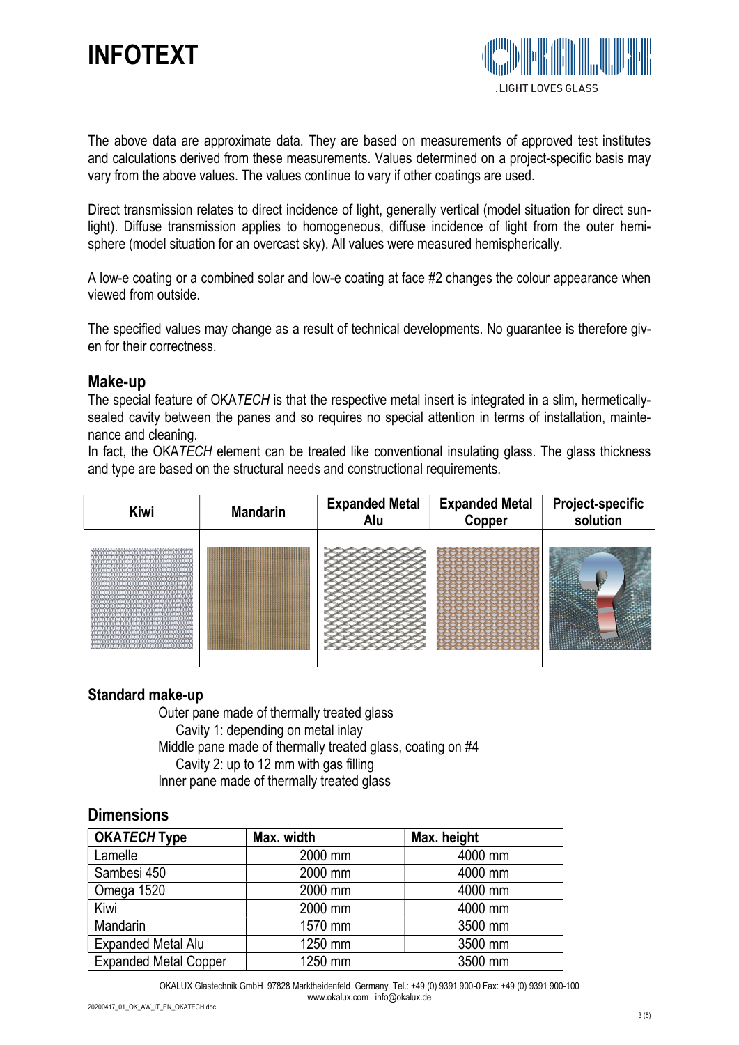The above data are approximate data. They are based on measurements of approved test institutes and calculations derived from these measurements. Values determined on a project-specific basis may vary from the above values. The values continue to vary if other coatings are used.

Direct transmission relates to direct incidence of light, generally vertical (model situation for direct sunlight). Diffuse transmission applies to homogeneous, diffuse incidence of light from the outer hemisphere (model situation for an overcast sky). All values were measured hemispherically.

A low-e coating or a combined solar and low-e coating at face #2 changes the colour appearance when viewed from outside.

The specified values may change as a result of technical developments. No guarantee is therefore given for their correctness.

## Make-up

The special feature of OKA*TECH* is that the respective metal insert is integrated in a slim, hermetically-sealed cavity between the panes and so requires no special attention in terms of installation, maintenance and cleaning.
In fact, the OKA*TECH* element can be treated like conventional insulating glass. The glass thickness and type are based on the structural needs and constructional requirements.

| Kiwi | Mandarin | Expanded Metal Alu | Expanded Metal Copper | Project-specific solution |
|---|---|---|---|---|
| | | | | |

## Standard make-up

Outer pane made of thermally treated glass
Cavity 1: depending on metal inlay
Middle pane made of thermally treated glass, coating on #4
Cavity 2: up to 12 mm with gas filling
Inner pane made of thermally treated glass

## Dimensions

| OKA*TECH* Type | Max. width | Max. height |
|---|---|---|
| Lamelle | 2000 mm | 4000 mm |
| Sambesi 450 | 2000 mm | 4000 mm |
| Omega 1520 | 2000 mm | 4000 mm |
| Kiwi | 2000 mm | 4000 mm |
| Mandarin | 1570 mm | 3500 mm |
| Expanded Metal Alu | 1250 mm | 3500 mm |
| Expanded Metal Copper | 1250 mm | 3500 mm |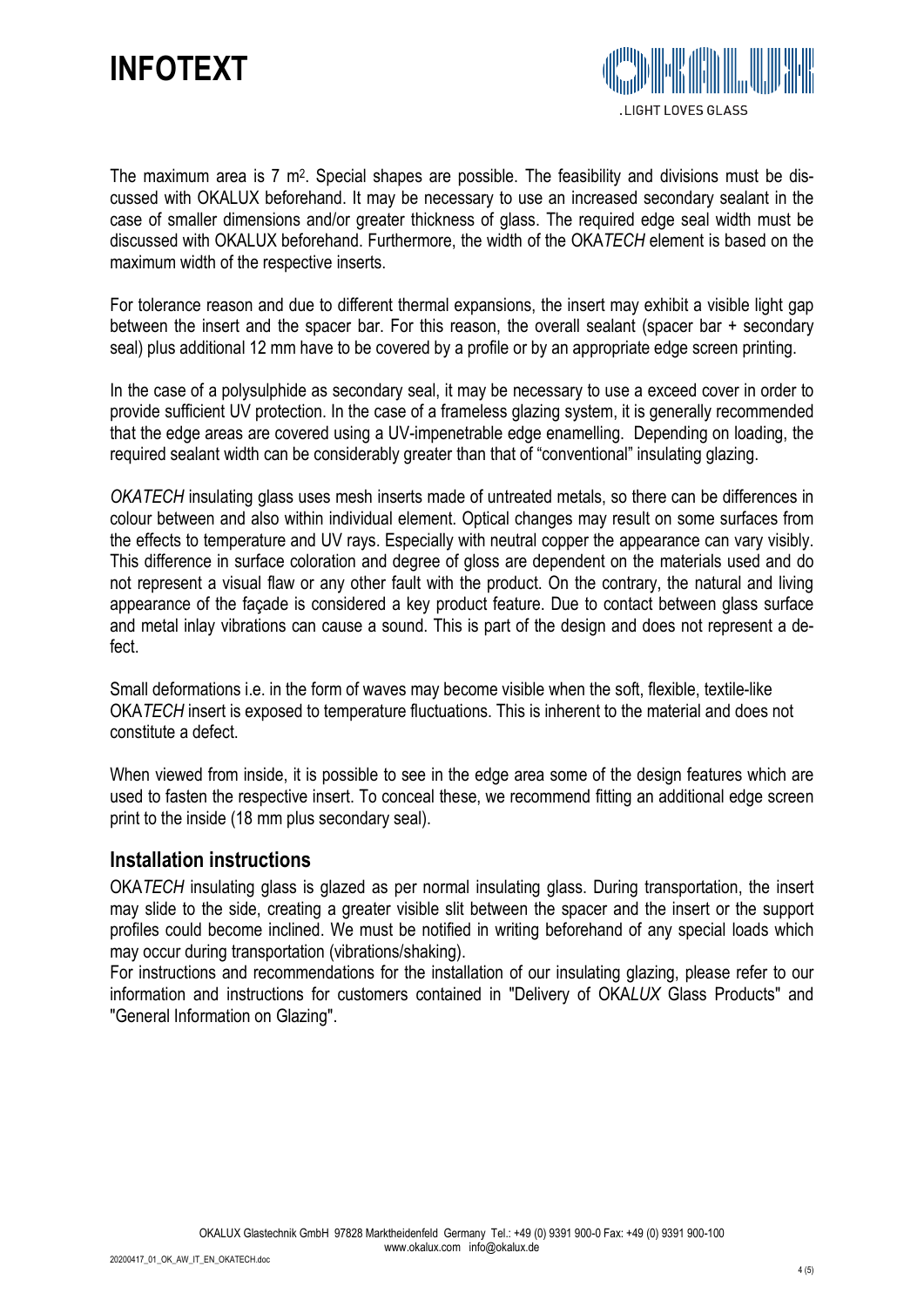The maximum area is 7 $m^2$. Special shapes are possible. The feasibility and divisions must be discussed with OKALUX beforehand. It may be necessary to use an increased secondary sealant in the case of smaller dimensions and/or greater thickness of glass. The required edge seal width must be discussed with OKALUX beforehand. Furthermore, the width of the OKA*TECH* element is based on the maximum width of the respective inserts.

For tolerance reason and due to different thermal expansions, the insert may exhibit a visible light gap between the insert and the spacer bar. For this reason, the overall sealant (spacer bar + secondary seal) plus additional 12 mm have to be covered by a profile or by an appropriate edge screen printing.

In the case of a polysulphide as secondary seal, it may be necessary to use a exceed cover in order to provide sufficient UV protection. In the case of a frameless glazing system, it is generally recommended that the edge areas are covered using a UV-impenetrable edge enamelling. Depending on loading, the required sealant width can be considerably greater than that of “conventional” insulating glazing.

*OKATECH* insulating glass uses mesh inserts made of untreated metals, so there can be differences in colour between and also within individual element. Optical changes may result on some surfaces from the effects to temperature and UV rays. Especially with neutral copper the appearance can vary visibly. This difference in surface coloration and degree of gloss are dependent on the materials used and do not represent a visual flaw or any other fault with the product. On the contrary, the natural and living appearance of the façade is considered a key product feature. Due to contact between glass surface and metal inlay vibrations can cause a sound. This is part of the design and does not represent a defect.

Small deformations i.e. in the form of waves may become visible when the soft, flexible, textile-like OKA*TECH* insert is exposed to temperature fluctuations. This is inherent to the material and does not constitute a defect.

When viewed from inside, it is possible to see in the edge area some of the design features which are used to fasten the respective insert. To conceal these, we recommend fitting an additional edge screen print to the inside (18 mm plus secondary seal).

## Installation instructions

OKA*TECH* insulating glass is glazed as per normal insulating glass. During transportation, the insert may slide to the side, creating a greater visible slit between the spacer and the insert or the support profiles could become inclined. We must be notified in writing beforehand of any special loads which may occur during transportation (vibrations/shaking).
For instructions and recommendations for the installation of our insulating glazing, please refer to our information and instructions for customers contained in "Delivery of OKA*LUX* Glass Products" and "General Information on Glazing".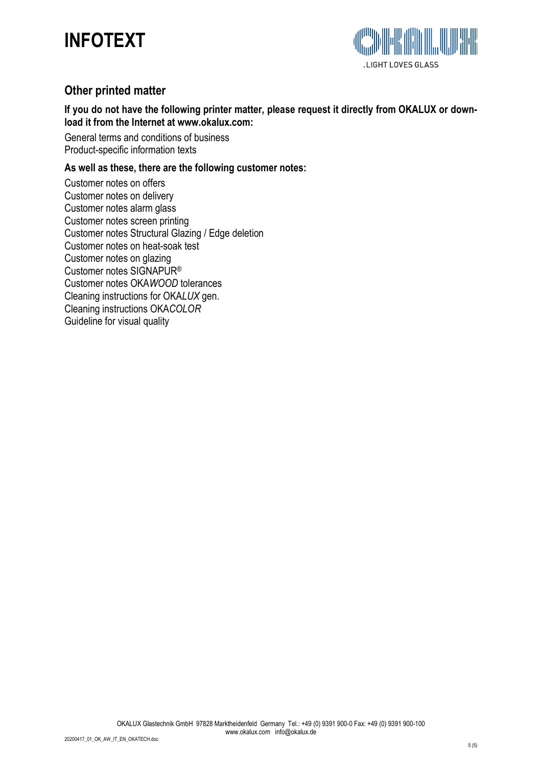## Other printed matter

**If you do not have the following printer matter, please request it directly from OKALUX or download it from the Internet at www.okalux.com:**

General terms and conditions of business
Product-specific information texts

**As well as these, there are the following customer notes:**

Customer notes on offers
Customer notes on delivery
Customer notes alarm glass
Customer notes screen printing
Customer notes Structural Glazing / Edge deletion
Customer notes on heat-soak test
Customer notes on glazing
Customer notes SIGNAPUR®
Customer notes OKA*WOOD* tolerances
Cleaning instructions for OKA*LUX* gen.
Cleaning instructions OKA*COLOR*
Guideline for visual quality